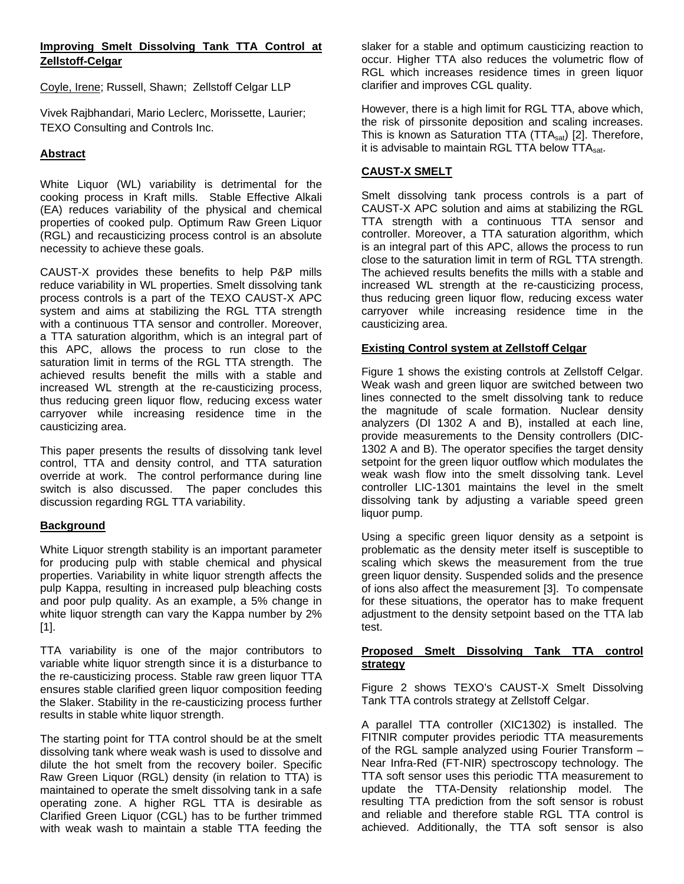## Improving Smelt Dissolving Tank TTA Control at Zellstoff-Celgar

Coyle, Irene; Russell, Shawn; Zellstoff Celgar LLP

Vivek Rajbhandari, Mario Leclerc, Morissette, Laurier; TEXO Consulting and Controls Inc.

### Abstract

White Liquor (WL) variability is detrimental for the cooking process in Kraft mills. Stable Effective Alkali (EA) reduces variability of the physical and chemical properties of cooked pulp. Optimum Raw Green Liquor (RGL) and recausticizing process control is an absolute necessity to achieve these goals.

CAUST-X provides these benefits to help P&P mills reduce variability in WL properties. Smelt dissolving tank process controls is a part of the TEXO CAUST-X APC system and aims at stabilizing the RGL TTA strength with a continuous TTA sensor and controller. Moreover, a TTA saturation algorithm, which is an integral part of this APC, allows the process to run close to the saturation limit in terms of the RGL TTA strength. The achieved results benefit the mills with a stable and increased WL strength at the re-causticizing process, thus reducing green liquor flow, reducing excess water carryover while increasing residence time in the causticizing area.

This paper presents the results of dissolving tank level control, TTA and density control, and TTA saturation override at work. The control performance during line switch is also discussed. The paper concludes this discussion regarding RGL TTA variability.

### Background

White Liquor strength stability is an important parameter for producing pulp with stable chemical and physical properties. Variability in white liquor strength affects the pulp Kappa, resulting in increased pulp bleaching costs and poor pulp quality. As an example, a 5% change in white liquor strength can vary the Kappa number by 2% [1].

TTA variability is one of the major contributors to variable white liquor strength since it is a disturbance to the re-causticizing process. Stable raw green liquor TTA ensures stable clarified green liquor composition feeding the Slaker. Stability in the re-causticizing process further results in stable white liquor strength.

The starting point for TTA control should be at the smelt dissolving tank where weak wash is used to dissolve and dilute the hot smelt from the recovery boiler. Specific Raw Green Liquor (RGL) density (in relation to TTA) is maintained to operate the smelt dissolving tank in a safe operating zone. A higher RGL TTA is desirable as Clarified Green Liquor (CGL) has to be further trimmed with weak wash to maintain a stable TTA feeding the slaker for a stable and optimum causticizing reaction to occur. Higher TTA also reduces the volumetric flow of RGL which increases residence times in green liquor clarifier and improves CGL quality.

However, there is a high limit for RGL TTA, above which, the risk of pirssonite deposition and scaling increases. This is known as Saturation TTA ($TTA_{sat}$) [2]. Therefore, it is advisable to maintain RGL TTA below $TTA_{sat}$.

### CAUST-X SMELT

Smelt dissolving tank process controls is a part of CAUST-X APC solution and aims at stabilizing the RGL TTA strength with a continuous TTA sensor and controller. Moreover, a TTA saturation algorithm, which is an integral part of this APC, allows the process to run close to the saturation limit in term of RGL TTA strength. The achieved results benefits the mills with a stable and increased WL strength at the re-causticizing process, thus reducing green liquor flow, reducing excess water carryover while increasing residence time in the causticizing area.

### Existing Control system at Zellstoff Celgar

Figure 1 shows the existing controls at Zellstoff Celgar. Weak wash and green liquor are switched between two lines connected to the smelt dissolving tank to reduce the magnitude of scale formation. Nuclear density analyzers (DI 1302 A and B), installed at each line, provide measurements to the Density controllers (DIC-1302 A and B). The operator specifies the target density setpoint for the green liquor outflow which modulates the weak wash flow into the smelt dissolving tank. Level controller LIC-1301 maintains the level in the smelt dissolving tank by adjusting a variable speed green liquor pump.

Using a specific green liquor density as a setpoint is problematic as the density meter itself is susceptible to scaling which skews the measurement from the true green liquor density. Suspended solids and the presence of ions also affect the measurement [3]. To compensate for these situations, the operator has to make frequent adjustment to the density setpoint based on the TTA lab test.

### Proposed Smelt Dissolving Tank TTA control strategy

Figure 2 shows TEXO's CAUST-X Smelt Dissolving Tank TTA controls strategy at Zellstoff Celgar.

A parallel TTA controller (XIC1302) is installed. The FITNIR computer provides periodic TTA measurements of the RGL sample analyzed using Fourier Transform – Near Infra-Red (FT-NIR) spectroscopy technology. The TTA soft sensor uses this periodic TTA measurement to update the TTA-Density relationship model. The resulting TTA prediction from the soft sensor is robust and reliable and therefore stable RGL TTA control is achieved. Additionally, the TTA soft sensor is also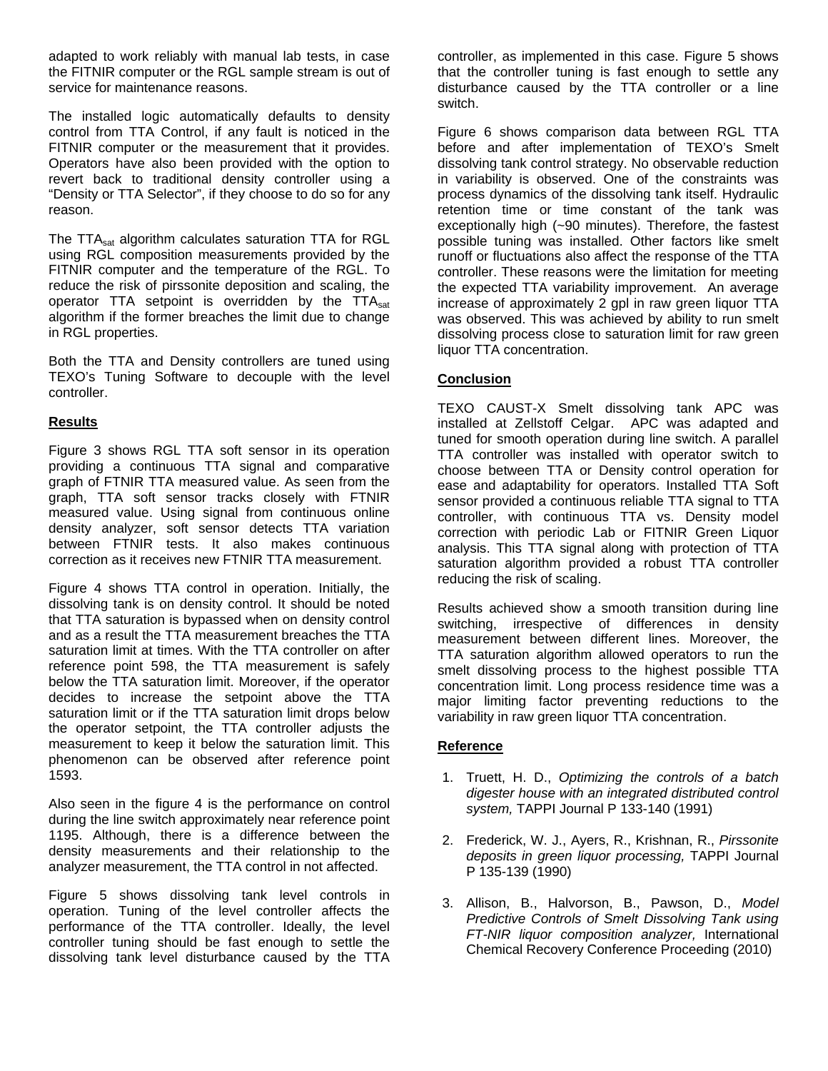adapted to work reliably with manual lab tests, in case the FITNIR computer or the RGL sample stream is out of service for maintenance reasons.

The installed logic automatically defaults to density control from TTA Control, if any fault is noticed in the FITNIR computer or the measurement that it provides. Operators have also been provided with the option to revert back to traditional density controller using a "Density or TTA Selector", if they choose to do so for any reason.

The $TTA_{sat}$ algorithm calculates saturation TTA for RGL using RGL composition measurements provided by the FITNIR computer and the temperature of the RGL. To reduce the risk of pirssonite deposition and scaling, the operator TTA setpoint is overridden by the $TTA_{sat}$ algorithm if the former breaches the limit due to change in RGL properties.

Both the TTA and Density controllers are tuned using TEXO's Tuning Software to decouple with the level controller.

## Results

Figure 3 shows RGL TTA soft sensor in its operation providing a continuous TTA signal and comparative graph of FTNIR TTA measured value. As seen from the graph, TTA soft sensor tracks closely with FTNIR measured value. Using signal from continuous online density analyzer, soft sensor detects TTA variation between FTNIR tests. It also makes continuous correction as it receives new FTNIR TTA measurement.

Figure 4 shows TTA control in operation. Initially, the dissolving tank is on density control. It should be noted that TTA saturation is bypassed when on density control and as a result the TTA measurement breaches the TTA saturation limit at times. With the TTA controller on after reference point 598, the TTA measurement is safely below the TTA saturation limit. Moreover, if the operator decides to increase the setpoint above the TTA saturation limit or if the TTA saturation limit drops below the operator setpoint, the TTA controller adjusts the measurement to keep it below the saturation limit. This phenomenon can be observed after reference point 1593.

Also seen in the figure 4 is the performance on control during the line switch approximately near reference point 1195. Although, there is a difference between the density measurements and their relationship to the analyzer measurement, the TTA control in not affected.

Figure 5 shows dissolving tank level controls in operation. Tuning of the level controller affects the performance of the TTA controller. Ideally, the level controller tuning should be fast enough to settle the dissolving tank level disturbance caused by the TTA controller, as implemented in this case. Figure 5 shows that the controller tuning is fast enough to settle any disturbance caused by the TTA controller or a line switch.

Figure 6 shows comparison data between RGL TTA before and after implementation of TEXO's Smelt dissolving tank control strategy. No observable reduction in variability is observed. One of the constraints was process dynamics of the dissolving tank itself. Hydraulic retention time or time constant of the tank was exceptionally high (~90 minutes). Therefore, the fastest possible tuning was installed. Other factors like smelt runoff or fluctuations also affect the response of the TTA controller. These reasons were the limitation for meeting the expected TTA variability improvement. An average increase of approximately 2 gpl in raw green liquor TTA was observed. This was achieved by ability to run smelt dissolving process close to saturation limit for raw green liquor TTA concentration.

## Conclusion

TEXO CAUST-X Smelt dissolving tank APC was installed at Zellstoff Celgar. APC was adapted and tuned for smooth operation during line switch. A parallel TTA controller was installed with operator switch to choose between TTA or Density control operation for ease and adaptability for operators. Installed TTA Soft sensor provided a continuous reliable TTA signal to TTA controller, with continuous TTA vs. Density model correction with periodic Lab or FITNIR Green Liquor analysis. This TTA signal along with protection of TTA saturation algorithm provided a robust TTA controller reducing the risk of scaling.

Results achieved show a smooth transition during line switching, irrespective of differences in density measurement between different lines. Moreover, the TTA saturation algorithm allowed operators to run the smelt dissolving process to the highest possible TTA concentration limit. Long process residence time was a major limiting factor preventing reductions to the variability in raw green liquor TTA concentration.

## Reference

1. Truett, H. D., *Optimizing the controls of a batch digester house with an integrated distributed control system,* TAPPI Journal P 133-140 (1991)
2. Frederick, W. J., Ayers, R., Krishnan, R., *Pirssonite deposits in green liquor processing,* TAPPI Journal P 135-139 (1990)
3. Allison, B., Halvorson, B., Pawson, D., *Model Predictive Controls of Smelt Dissolving Tank using FT-NIR liquor composition analyzer,* International Chemical Recovery Conference Proceeding (2010)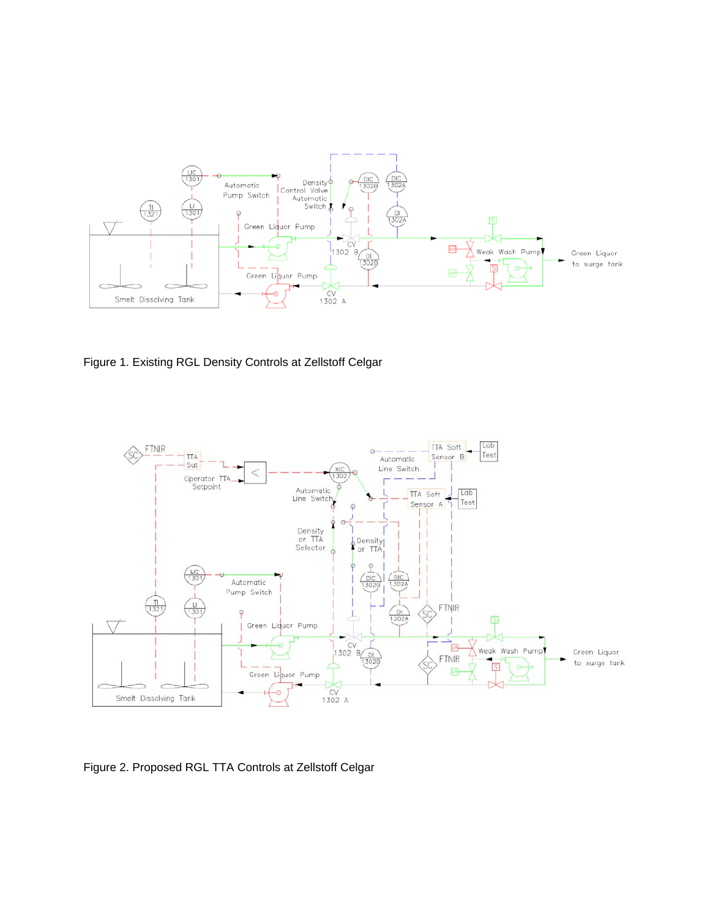LIC 1301

LI 1301

TI 1321

Automatic Pump Switch

Density Control Valve Automatic Switch

DIC 1302B

DIC 1302A

DI 1302A

Green Liquor Pump

CV 1302 B

DI 1302B

Green Liquor Pump

CV 1302 A

Smelt Dissolving Tank

S

Weak Wash Pump

Green Liquor to surge tank

Figure 1. Existing RGL Density Controls at Zellstoff Celgar

SC FTNIR

TTA Sat

Operator TTA Setpoint

<

XIC 1302

Automatic Line Switch

TTA Soft Sensor B

Lab Test

Automatic Line Switch

TTA Soft Sensor A

Lab Test

Density or TTA Selector

Density or TTA

DIC 1302B

DIC 1302A

DI 1302A

SC FTNIR

LIC 1301

LI 1301

TI 1321

Automatic Pump Switch

Green Liquor Pump

CV 1302 B

DI 1302B

SC FTNIR

Weak Wash Pump

Green Liquor to surge tank

Green Liquor Pump

CV 1302 A

Smelt Dissolving Tank

Figure 2. Proposed RGL TTA Controls at Zellstoff Celgar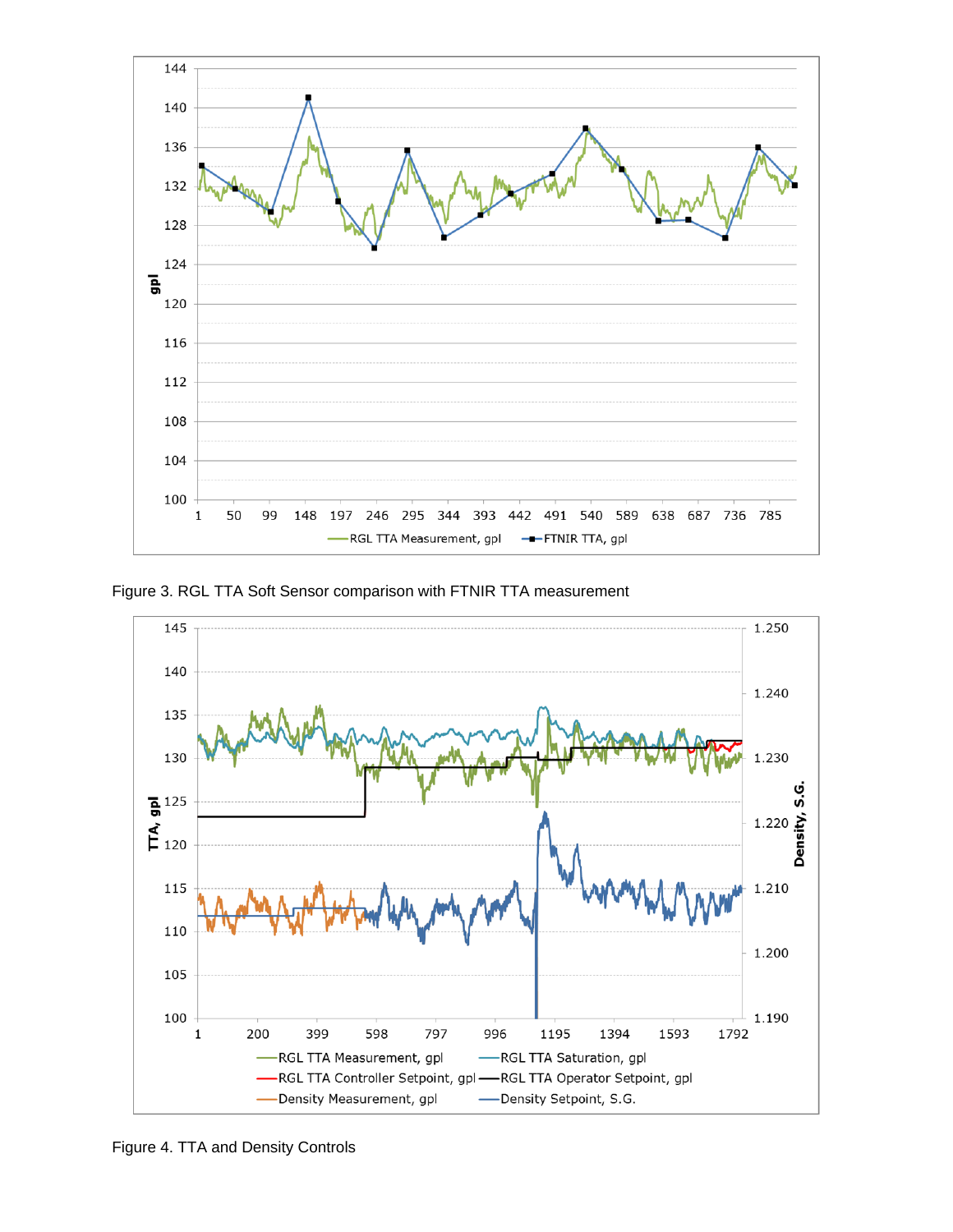144
140
136
132
128
124
120
116
112
108
104
100

gpl

1 50 99 148 197 246 295 344 393 442 491 540 589 638 687 736 785

RGL TTA Measurement, gpl
FTNIR TTA, gpl

Figure 3. RGL TTA Soft Sensor comparison with FTNIR TTA measurement

145
140
135
130
125
120
115
110
105
100

TTA, gpl

1.250
1.240
1.230
1.220
1.210
1.200
1.190

Density, S.G.

1 200 399 598 797 996 1195 1394 1593 1792

RGL TTA Measurement, gpl
RGL TTA Saturation, gpl
RGL TTA Controller Setpoint, gpl
RGL TTA Operator Setpoint, gpl
Density Measurement, gpl
Density Setpoint, S.G.

Figure 4. TTA and Density Controls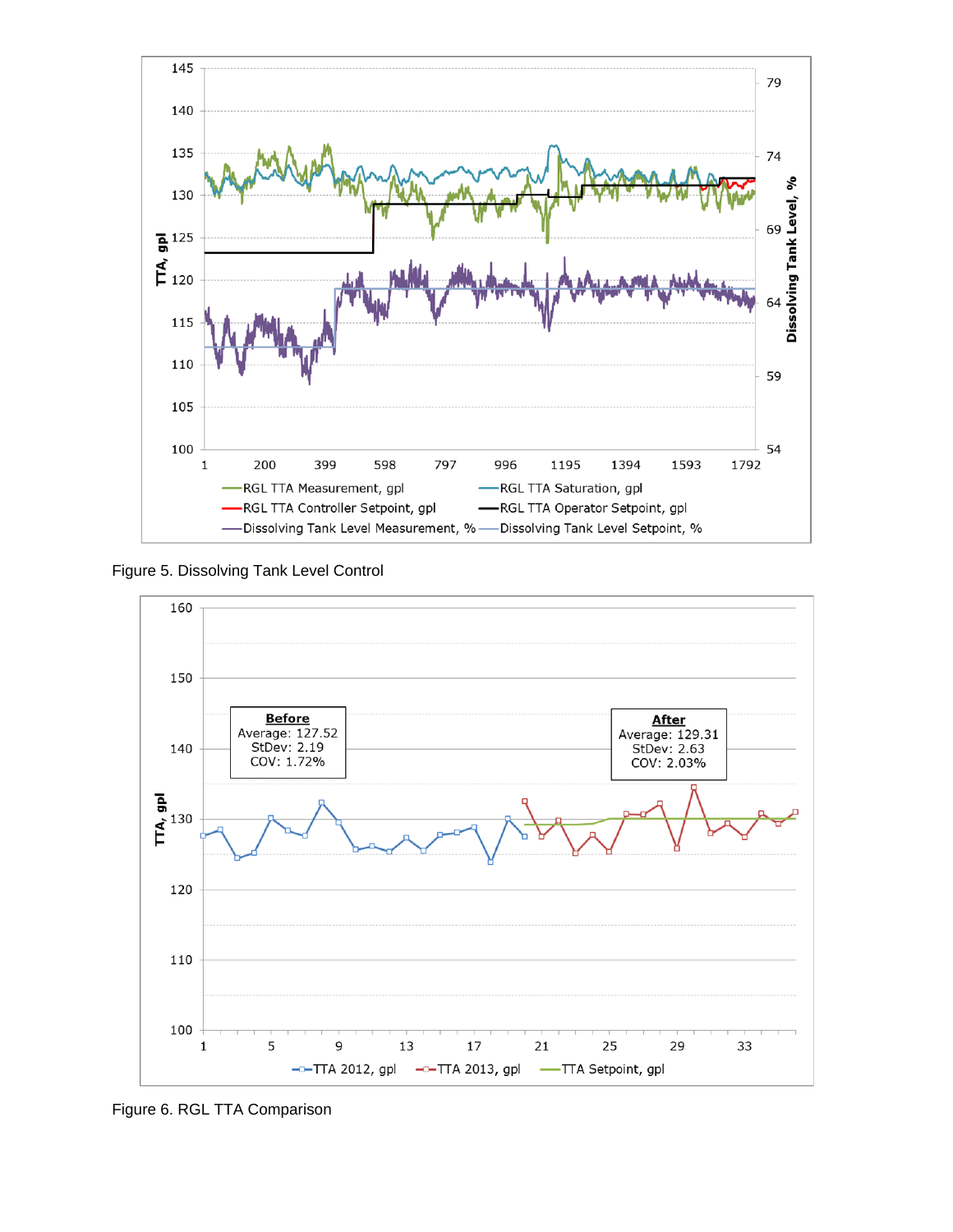TTA, gpl

145
140
135
130
125
120
115
110
105
100

79
74
69
64
59
54

Dissolving Tank Level, %

1 200 399 598 797 996 1195 1394 1593 1792

RGL TTA Measurement, gpl
RGL TTA Saturation, gpl
RGL TTA Controller Setpoint, gpl
RGL TTA Operator Setpoint, gpl
Dissolving Tank Level Measurement, %
Dissolving Tank Level Setpoint, %

Figure 5. Dissolving Tank Level Control

TTA, gpl

160
150
140
130
120
110
100

**Before**
Average: 127.52
StDev: 2.19
COV: 1.72%

**After**
Average: 129.31
StDev: 2.63
COV: 2.03%

1 5 9 13 17 21 25 29 33

TTA 2012, gpl
TTA 2013, gpl
TTA Setpoint, gpl

Figure 6. RGL TTA Comparison